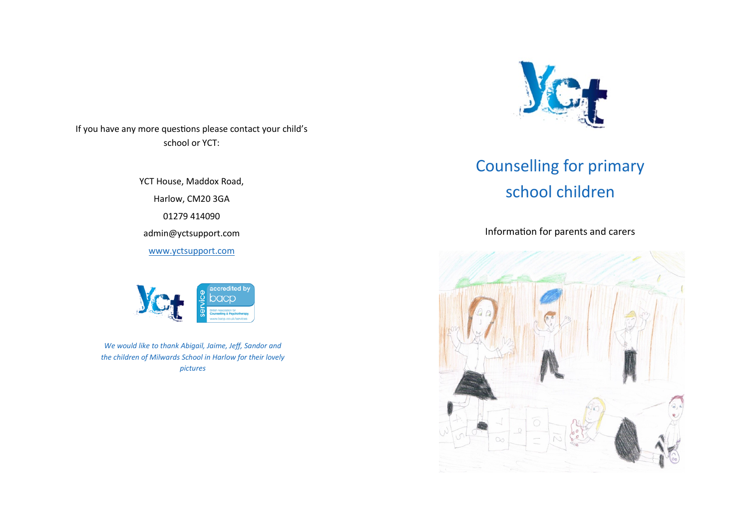If you have any more questions please contact your child's school or YCT:

YCT House, Maddox Road,

Harlow, CM20 3GA

01279 414090

admin@yctsupport.com

[www.yctsupport.com](http://www.yctsupport.com)

*We would like to thank Abigail, Jaime, Jeff, Sandor and the children of Milwards School in Harlow for their lovely pictures*

# Counselling for primary school children

Information for parents and carers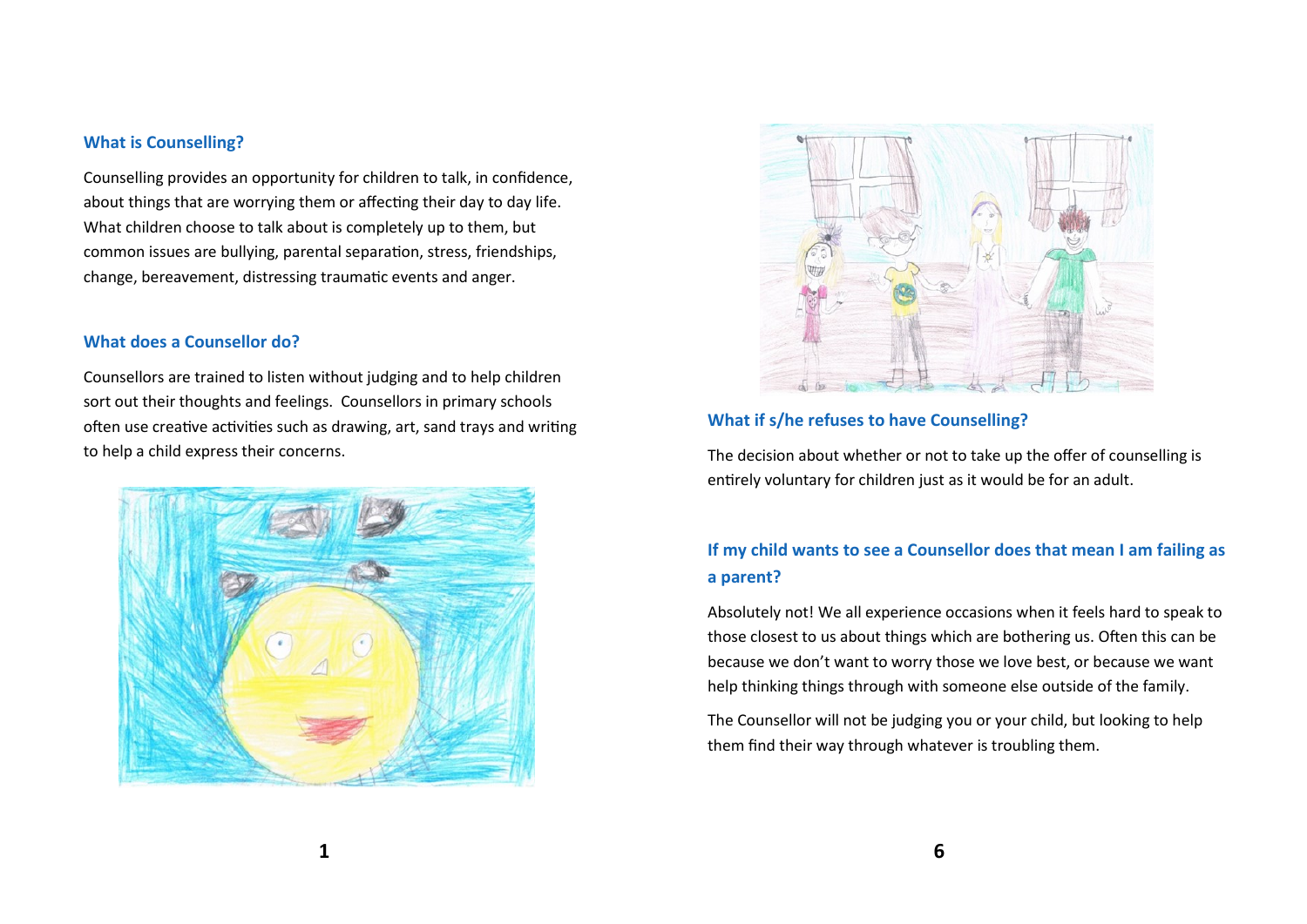### What is Counselling?

Counselling provides an opportunity for children to talk, in confidence, about things that are worrying them or affecting their day to day life. What children choose to talk about is completely up to them, but common issues are bullying, parental separation, stress, friendships, change, bereavement, distressing traumatic events and anger.

### What does a Counsellor do?

Counsellors are trained to listen without judging and to help children sort out their thoughts and feelings. Counsellors in primary schools often use creative activities such as drawing, art, sand trays and writing to help a child express their concerns.

### What if s/he refuses to have Counselling?

The decision about whether or not to take up the offer of counselling is entirely voluntary for children just as it would be for an adult.

### If my child wants to see a Counsellor does that mean I am failing as a parent?

Absolutely not! We all experience occasions when it feels hard to speak to those closest to us about things which are bothering us. Often this can be because we don't want to worry those we love best, or because we want help thinking things through with someone else outside of the family.

The Counsellor will not be judging you or your child, but looking to help them find their way through whatever is troubling them.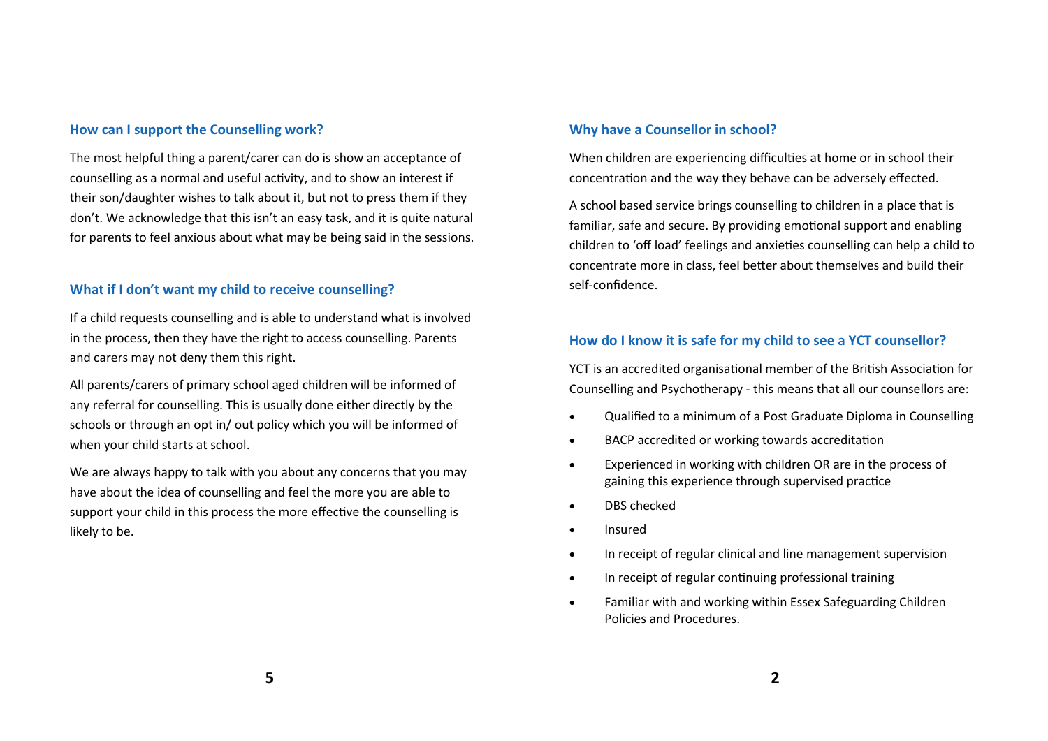### How can I support the Counselling work?

The most helpful thing a parent/carer can do is show an acceptance of counselling as a normal and useful activity, and to show an interest if their son/daughter wishes to talk about it, but not to press them if they don't. We acknowledge that this isn't an easy task, and it is quite natural for parents to feel anxious about what may be being said in the sessions.

### What if I don't want my child to receive counselling?

If a child requests counselling and is able to understand what is involved in the process, then they have the right to access counselling. Parents and carers may not deny them this right.

All parents/carers of primary school aged children will be informed of any referral for counselling. This is usually done either directly by the schools or through an opt in/ out policy which you will be informed of when your child starts at school.

We are always happy to talk with you about any concerns that you may have about the idea of counselling and feel the more you are able to support your child in this process the more effective the counselling is likely to be.

### Why have a Counsellor in school?

When children are experiencing difficulties at home or in school their concentration and the way they behave can be adversely effected.

A school based service brings counselling to children in a place that is familiar, safe and secure. By providing emotional support and enabling children to 'off load' feelings and anxieties counselling can help a child to concentrate more in class, feel better about themselves and build their self-confidence.

### How do I know it is safe for my child to see a YCT counsellor?

YCT is an accredited organisational member of the British Association for Counselling and Psychotherapy - this means that all our counsellors are:

- Qualified to a minimum of a Post Graduate Diploma in Counselling
- BACP accredited or working towards accreditation
- Experienced in working with children OR are in the process of gaining this experience through supervised practice
- DBS checked
- Insured
- In receipt of regular clinical and line management supervision
- In receipt of regular continuing professional training
- Familiar with and working within Essex Safeguarding Children Policies and Procedures.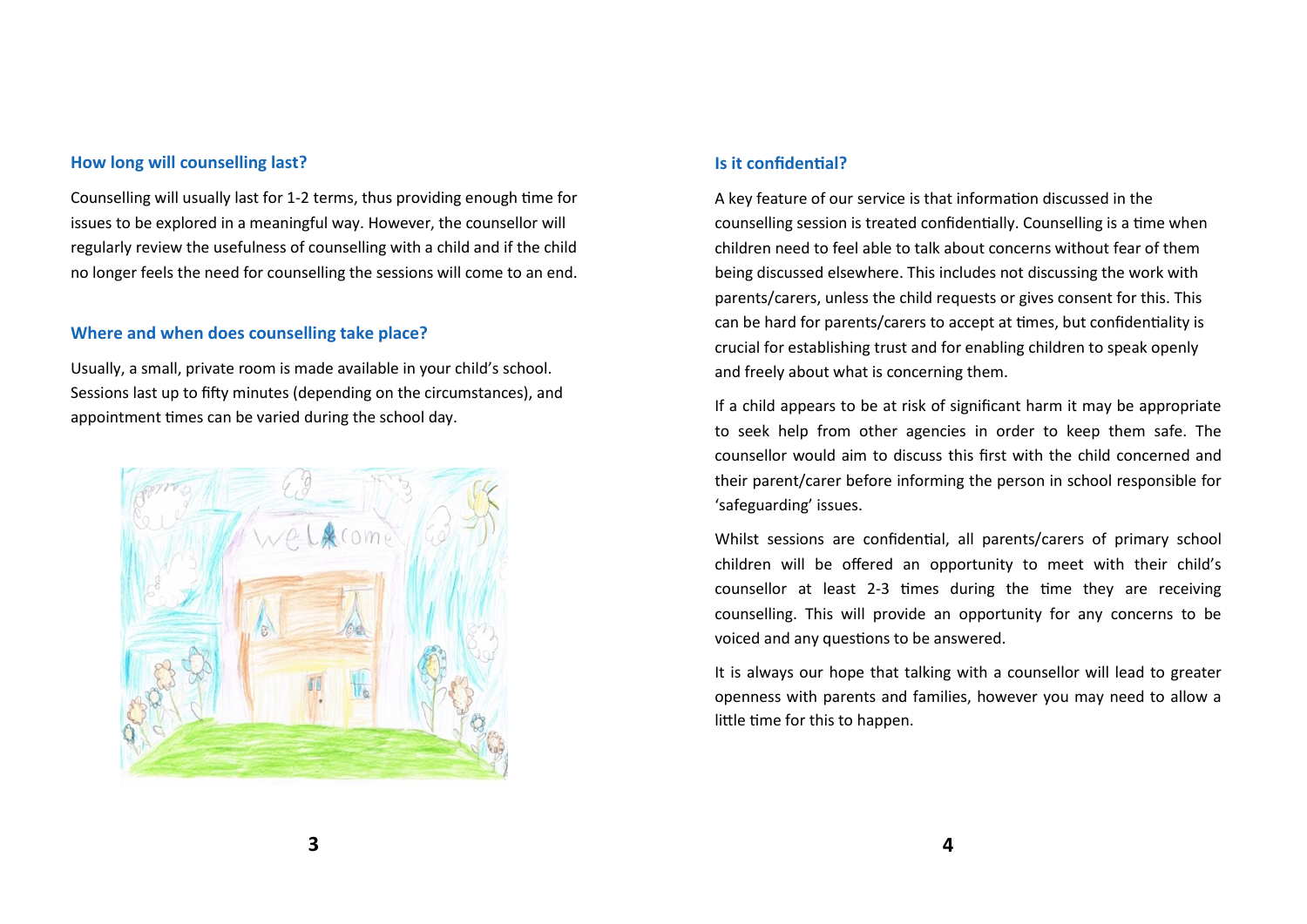## How long will counselling last?

Counselling will usually last for 1-2 terms, thus providing enough time for issues to be explored in a meaningful way. However, the counsellor will regularly review the usefulness of counselling with a child and if the child no longer feels the need for counselling the sessions will come to an end.

## Where and when does counselling take place?

Usually, a small, private room is made available in your child's school. Sessions last up to fifty minutes (depending on the circumstances), and appointment times can be varied during the school day.

## Is it confidential?

A key feature of our service is that information discussed in the counselling session is treated confidentially. Counselling is a time when children need to feel able to talk about concerns without fear of them being discussed elsewhere. This includes not discussing the work with parents/carers, unless the child requests or gives consent for this. This can be hard for parents/carers to accept at times, but confidentiality is crucial for establishing trust and for enabling children to speak openly and freely about what is concerning them.

If a child appears to be at risk of significant harm it may be appropriate to seek help from other agencies in order to keep them safe. The counsellor would aim to discuss this first with the child concerned and their parent/carer before informing the person in school responsible for 'safeguarding' issues.

Whilst sessions are confidential, all parents/carers of primary school children will be offered an opportunity to meet with their child's counsellor at least 2-3 times during the time they are receiving counselling. This will provide an opportunity for any concerns to be voiced and any questions to be answered.

It is always our hope that talking with a counsellor will lead to greater openness with parents and families, however you may need to allow a little time for this to happen.